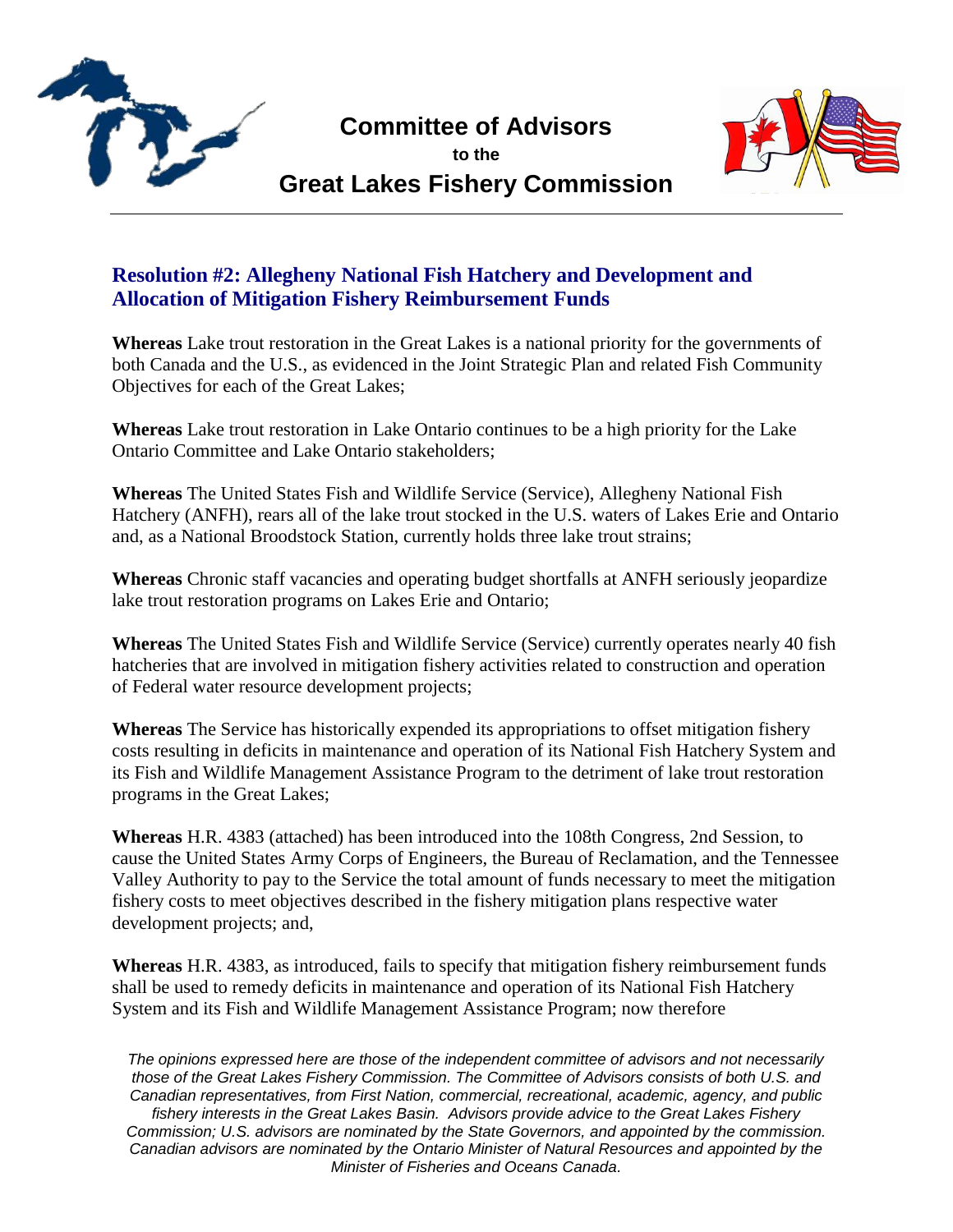# Committee of Advisors

to the

# Great Lakes Fishery Commission

## Resolution #2: Allegheny National Fish Hatchery and Development and Allocation of Mitigation Fishery Reimbursement Funds

**Whereas** Lake trout restoration in the Great Lakes is a national priority for the governments of both Canada and the U.S., as evidenced in the Joint Strategic Plan and related Fish Community Objectives for each of the Great Lakes;

**Whereas** Lake trout restoration in Lake Ontario continues to be a high priority for the Lake Ontario Committee and Lake Ontario stakeholders;

**Whereas** The United States Fish and Wildlife Service (Service), Allegheny National Fish Hatchery (ANFH), rears all of the lake trout stocked in the U.S. waters of Lakes Erie and Ontario and, as a National Broodstock Station, currently holds three lake trout strains;

**Whereas** Chronic staff vacancies and operating budget shortfalls at ANFH seriously jeopardize lake trout restoration programs on Lakes Erie and Ontario;

**Whereas** The United States Fish and Wildlife Service (Service) currently operates nearly 40 fish hatcheries that are involved in mitigation fishery activities related to construction and operation of Federal water resource development projects;

**Whereas** The Service has historically expended its appropriations to offset mitigation fishery costs resulting in deficits in maintenance and operation of its National Fish Hatchery System and its Fish and Wildlife Management Assistance Program to the detriment of lake trout restoration programs in the Great Lakes;

**Whereas** H.R. 4383 (attached) has been introduced into the 108th Congress, 2nd Session, to cause the United States Army Corps of Engineers, the Bureau of Reclamation, and the Tennessee Valley Authority to pay to the Service the total amount of funds necessary to meet the mitigation fishery costs to meet objectives described in the fishery mitigation plans respective water development projects; and,

**Whereas** H.R. 4383, as introduced, fails to specify that mitigation fishery reimbursement funds shall be used to remedy deficits in maintenance and operation of its National Fish Hatchery System and its Fish and Wildlife Management Assistance Program; now therefore

*The opinions expressed here are those of the independent committee of advisors and not necessarily those of the Great Lakes Fishery Commission. The Committee of Advisors consists of both U.S. and Canadian representatives, from First Nation, commercial, recreational, academic, agency, and public fishery interests in the Great Lakes Basin. Advisors provide advice to the Great Lakes Fishery Commission; U.S. advisors are nominated by the State Governors, and appointed by the commission. Canadian advisors are nominated by the Ontario Minister of Natural Resources and appointed by the Minister of Fisheries and Oceans Canada.*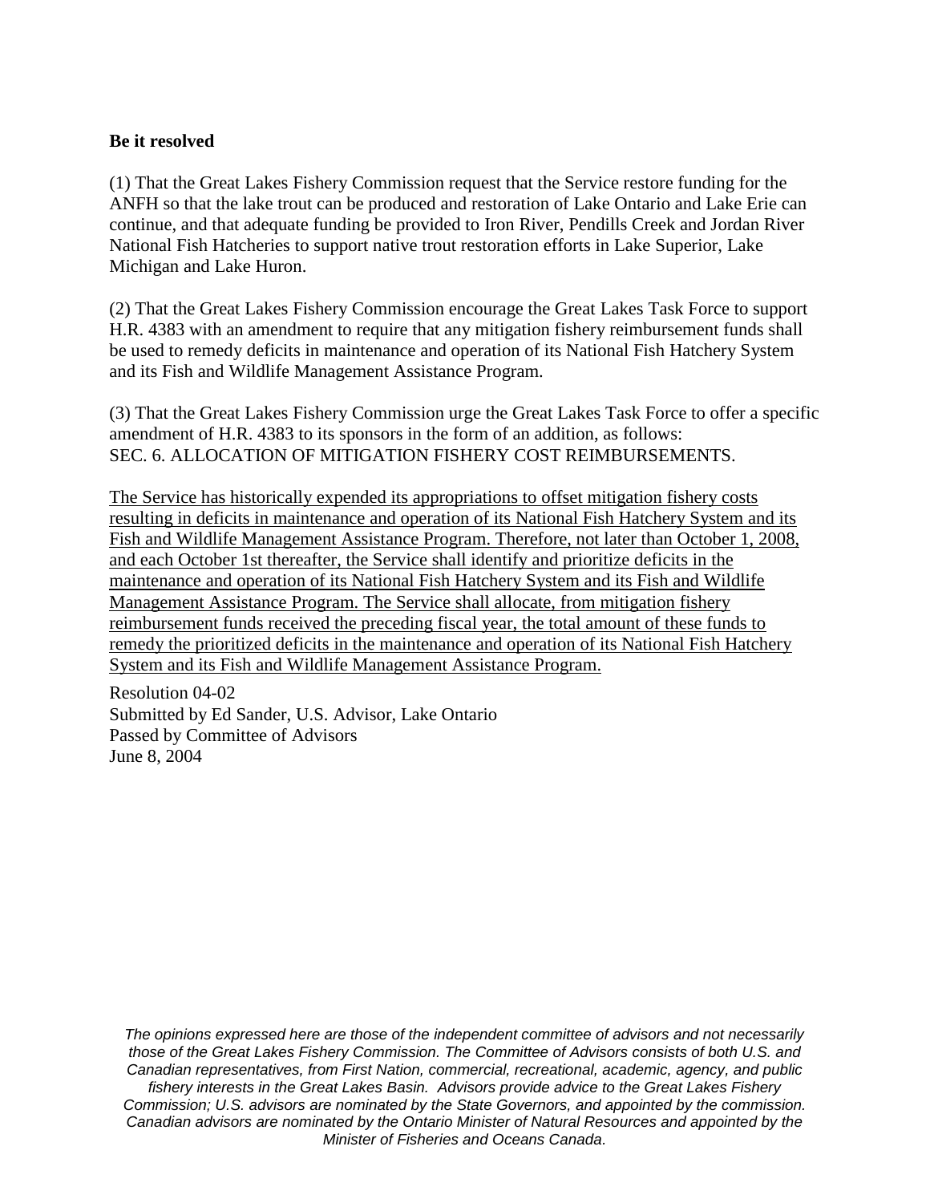**Be it resolved**

(1) That the Great Lakes Fishery Commission request that the Service restore funding for the ANFH so that the lake trout can be produced and restoration of Lake Ontario and Lake Erie can continue, and that adequate funding be provided to Iron River, Pendills Creek and Jordan River National Fish Hatcheries to support native trout restoration efforts in Lake Superior, Lake Michigan and Lake Huron.

(2) That the Great Lakes Fishery Commission encourage the Great Lakes Task Force to support H.R. 4383 with an amendment to require that any mitigation fishery reimbursement funds shall be used to remedy deficits in maintenance and operation of its National Fish Hatchery System and its Fish and Wildlife Management Assistance Program.

(3) That the Great Lakes Fishery Commission urge the Great Lakes Task Force to offer a specific amendment of H.R. 4383 to its sponsors in the form of an addition, as follows:
SEC. 6. ALLOCATION OF MITIGATION FISHERY COST REIMBURSEMENTS.

<u>The Service has historically expended its appropriations to offset mitigation fishery costs resulting in deficits in maintenance and operation of its National Fish Hatchery System and its Fish and Wildlife Management Assistance Program. Therefore, not later than October 1, 2008, and each October 1st thereafter, the Service shall identify and prioritize deficits in the maintenance and operation of its National Fish Hatchery System and its Fish and Wildlife Management Assistance Program. The Service shall allocate, from mitigation fishery reimbursement funds received the preceding fiscal year, the total amount of these funds to remedy the prioritized deficits in the maintenance and operation of its National Fish Hatchery System and its Fish and Wildlife Management Assistance Program.</u>

Resolution 04-02
Submitted by Ed Sander, U.S. Advisor, Lake Ontario
Passed by Committee of Advisors
June 8, 2004

*The opinions expressed here are those of the independent committee of advisors and not necessarily those of the Great Lakes Fishery Commission. The Committee of Advisors consists of both U.S. and Canadian representatives, from First Nation, commercial, recreational, academic, agency, and public fishery interests in the Great Lakes Basin. Advisors provide advice to the Great Lakes Fishery Commission; U.S. advisors are nominated by the State Governors, and appointed by the commission. Canadian advisors are nominated by the Ontario Minister of Natural Resources and appointed by the Minister of Fisheries and Oceans Canada.*